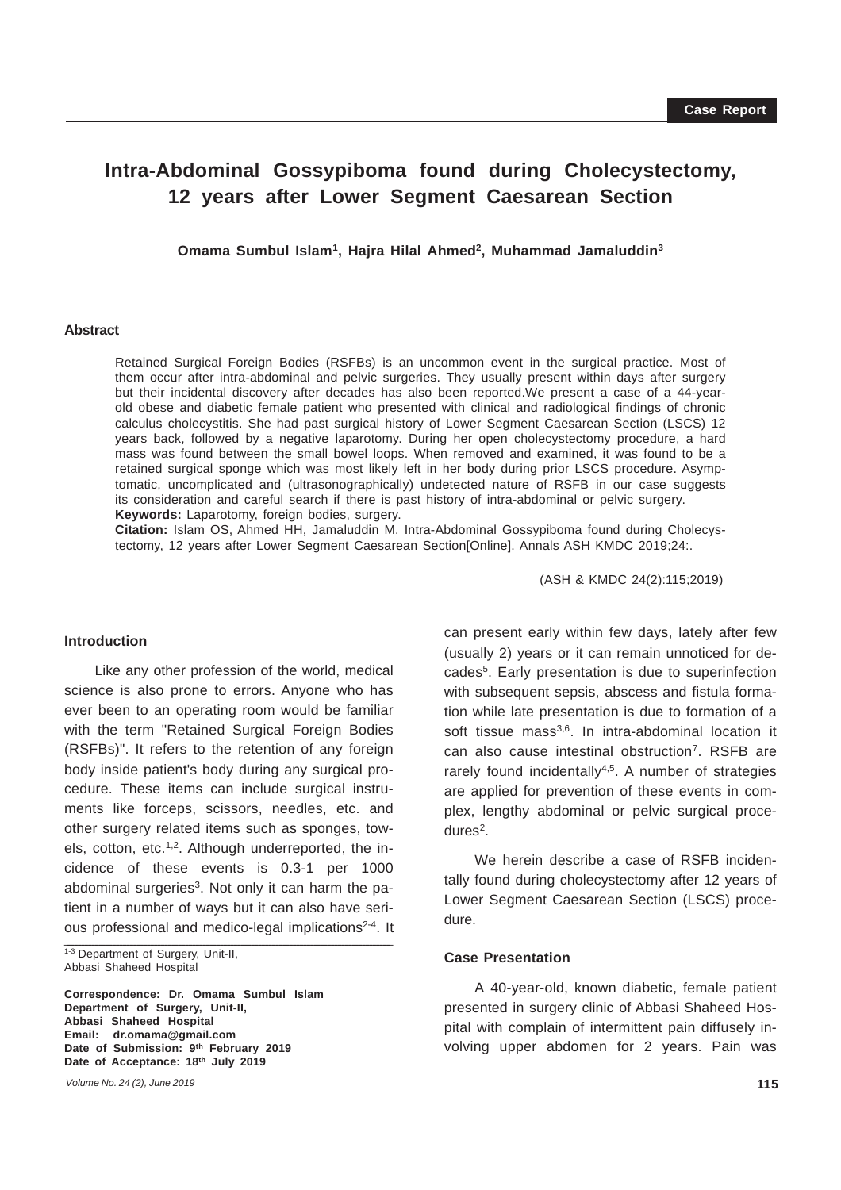Case Report

# Intra-Abdominal Gossypiboma found during Cholecystectomy, 12 years after Lower Segment Caesarean Section

**Omama Sumbul Islam[1], Hajra Hilal Ahmed[2], Muhammad Jamaluddin[3]**

## Abstract

Retained Surgical Foreign Bodies (RSFBs) is an uncommon event in the surgical practice. Most of them occur after intra-abdominal and pelvic surgeries. They usually present within days after surgery but their incidental discovery after decades has also been reported.We present a case of a 44-year-old obese and diabetic female patient who presented with clinical and radiological findings of chronic calculus cholecystitis. She had past surgical history of Lower Segment Caesarean Section (LSCS) 12 years back, followed by a negative laparotomy. During her open cholecystectomy procedure, a hard mass was found between the small bowel loops. When removed and examined, it was found to be a retained surgical sponge which was most likely left in her body during prior LSCS procedure. Asymptomatic, uncomplicated and (ultrasonographically) undetected nature of RSFB in our case suggests its consideration and careful search if there is past history of intra-abdominal or pelvic surgery.

**Keywords:** Laparotomy, foreign bodies, surgery.

**Citation:** Islam OS, Ahmed HH, Jamaluddin M. Intra-Abdominal Gossypiboma found during Cholecystectomy, 12 years after Lower Segment Caesarean Section[Online]. Annals ASH KMDC 2019;24:.

(ASH & KMDC 24(2):115;2019)

## Introduction

Like any other profession of the world, medical science is also prone to errors. Anyone who has ever been to an operating room would be familiar with the term "Retained Surgical Foreign Bodies (RSFBs)". It refers to the retention of any foreign body inside patient's body during any surgical procedure. These items can include surgical instruments like forceps, scissors, needles, etc. and other surgery related items such as sponges, towels, cotton, etc.[1,2]. Although underreported, the incidence of these events is 0.3-1 per 1000 abdominal surgeries[3]. Not only it can harm the patient in a number of ways but it can also have serious professional and medico-legal implications[2-4]. It can present early within few days, lately after few (usually 2) years or it can remain unnoticed for decades[5]. Early presentation is due to superinfection with subsequent sepsis, abscess and fistula formation while late presentation is due to formation of a soft tissue mass[3,6]. In intra-abdominal location it can also cause intestinal obstruction[7]. RSFB are rarely found incidentally[4,5]. A number of strategies are applied for prevention of these events in complex, lengthy abdominal or pelvic surgical procedures[2].

We herein describe a case of RSFB incidentally found during cholecystectomy after 12 years of Lower Segment Caesarean Section (LSCS) procedure.

## Case Presentation

A 40-year-old, known diabetic, female patient presented in surgery clinic of Abbasi Shaheed Hospital with complain of intermittent pain diffusely involving upper abdomen for 2 years. Pain was

[1-3] Department of Surgery, Unit-II, Abbasi Shaheed Hospital

**Correspondence: Dr. Omama Sumbul Islam**
**Department of Surgery, Unit-II,**
**Abbasi Shaheed Hospital**
**Email: dr.omama@gmail.com**
**Date of Submission: 9th February 2019**
**Date of Acceptance: 18th July 2019**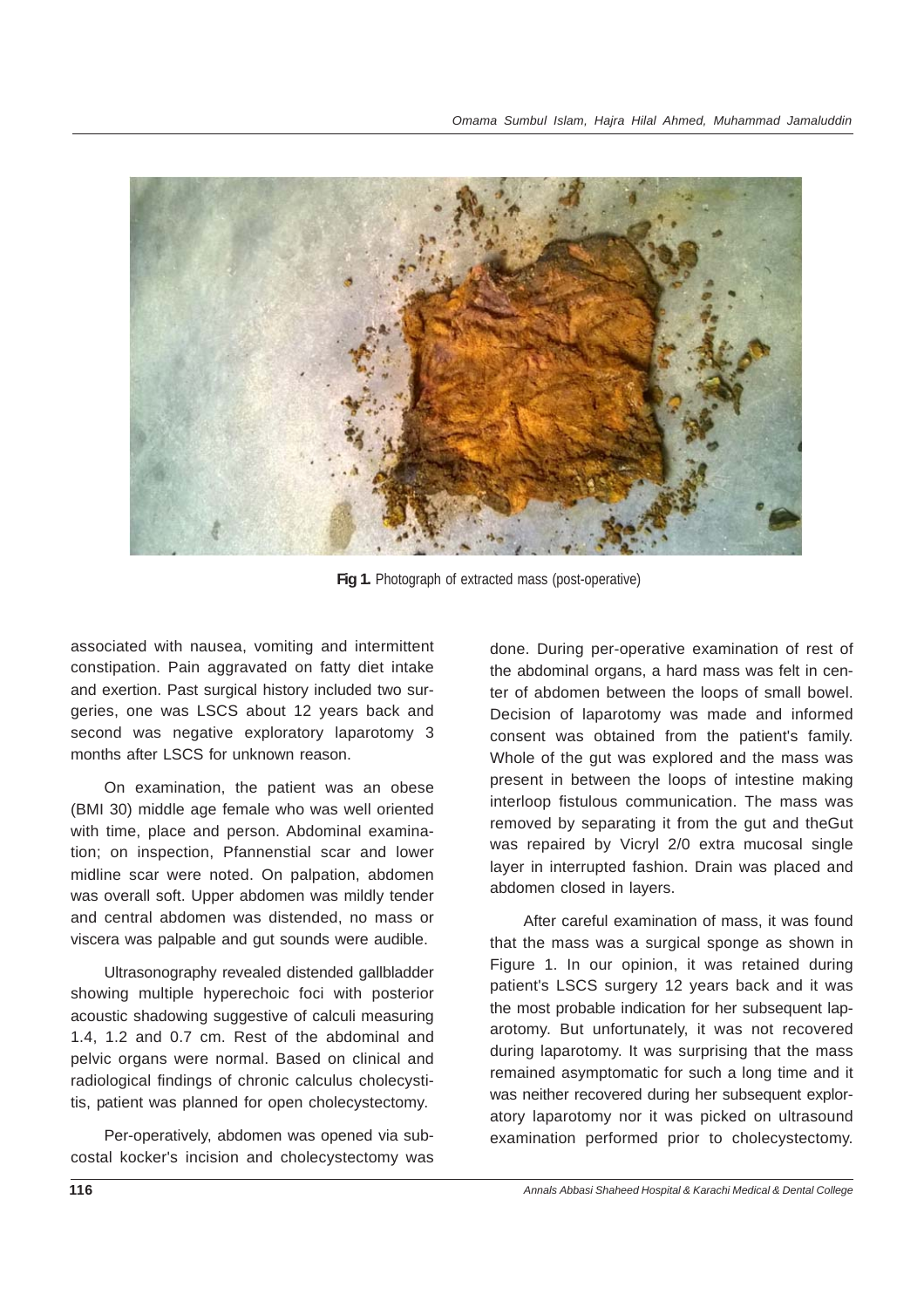Fig 1. Photograph of extracted mass (post-operative)

associated with nausea, vomiting and intermittent constipation. Pain aggravated on fatty diet intake and exertion. Past surgical history included two surgeries, one was LSCS about 12 years back and second was negative exploratory laparotomy 3 months after LSCS for unknown reason.

On examination, the patient was an obese (BMI 30) middle age female who was well oriented with time, place and person. Abdominal examination; on inspection, Pfannenstial scar and lower midline scar were noted. On palpation, abdomen was overall soft. Upper abdomen was mildly tender and central abdomen was distended, no mass or viscera was palpable and gut sounds were audible.

Ultrasonography revealed distended gallbladder showing multiple hyperechoic foci with posterior acoustic shadowing suggestive of calculi measuring 1.4, 1.2 and 0.7 cm. Rest of the abdominal and pelvic organs were normal. Based on clinical and radiological findings of chronic calculus cholecystitis, patient was planned for open cholecystectomy.

Per-operatively, abdomen was opened via subcostal kocker's incision and cholecystectomy was done. During per-operative examination of rest of the abdominal organs, a hard mass was felt in center of abdomen between the loops of small bowel. Decision of laparotomy was made and informed consent was obtained from the patient's family. Whole of the gut was explored and the mass was present in between the loops of intestine making interloop fistulous communication. The mass was removed by separating it from the gut and theGut was repaired by Vicryl 2/0 extra mucosal single layer in interrupted fashion. Drain was placed and abdomen closed in layers.

After careful examination of mass, it was found that the mass was a surgical sponge as shown in Figure 1. In our opinion, it was retained during patient's LSCS surgery 12 years back and it was the most probable indication for her subsequent laparotomy. But unfortunately, it was not recovered during laparotomy. It was surprising that the mass remained asymptomatic for such a long time and it was neither recovered during her subsequent exploratory laparotomy nor it was picked on ultrasound examination performed prior to cholecystectomy.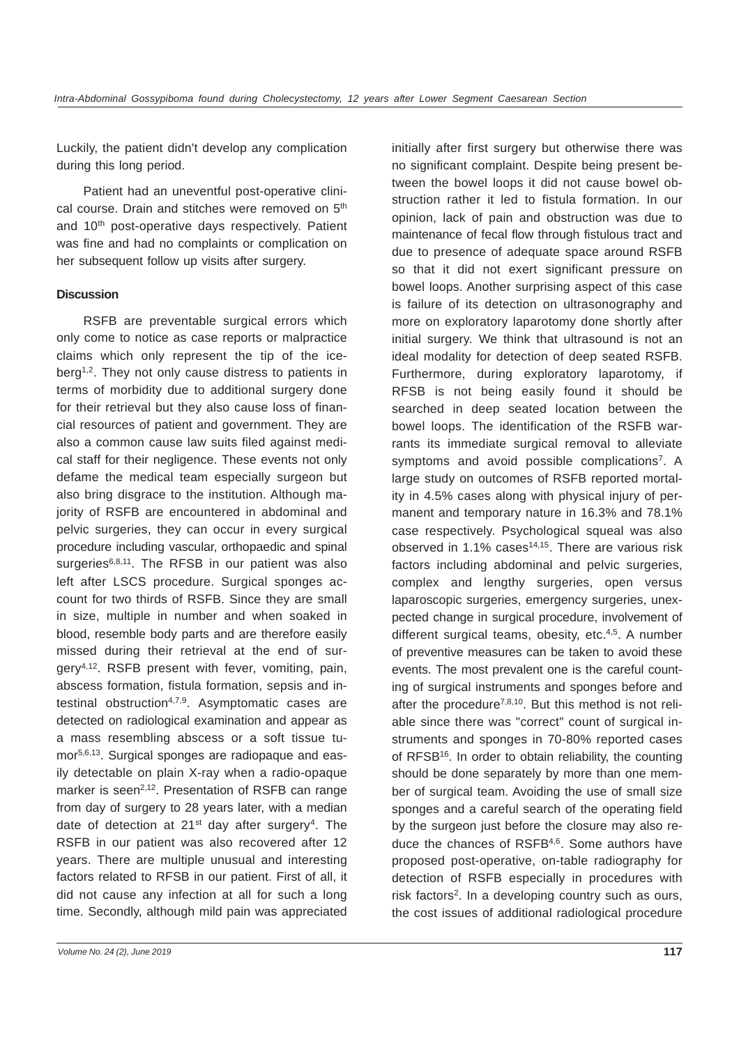Luckily, the patient didn't develop any complication during this long period.

Patient had an uneventful post-operative clinical course. Drain and stitches were removed on 5th and 10th post-operative days respectively. Patient was fine and had no complaints or complication on her subsequent follow up visits after surgery.

## Discussion

RSFB are preventable surgical errors which only come to notice as case reports or malpractice claims which only represent the tip of the iceberg[1,2]. They not only cause distress to patients in terms of morbidity due to additional surgery done for their retrieval but they also cause loss of financial resources of patient and government. They are also a common cause law suits filed against medical staff for their negligence. These events not only defame the medical team especially surgeon but also bring disgrace to the institution. Although majority of RSFB are encountered in abdominal and pelvic surgeries, they can occur in every surgical procedure including vascular, orthopaedic and spinal surgeries[6,8,11]. The RFSB in our patient was also left after LSCS procedure. Surgical sponges account for two thirds of RSFB. Since they are small in size, multiple in number and when soaked in blood, resemble body parts and are therefore easily missed during their retrieval at the end of surgery[4,12]. RSFB present with fever, vomiting, pain, abscess formation, fistula formation, sepsis and intestinal obstruction[4,7,9]. Asymptomatic cases are detected on radiological examination and appear as a mass resembling abscess or a soft tissue tumor[5,6,13]. Surgical sponges are radiopaque and easily detectable on plain X-ray when a radio-opaque marker is seen[2,12]. Presentation of RSFB can range from day of surgery to 28 years later, with a median date of detection at 21st day after surgery[4]. The RSFB in our patient was also recovered after 12 years. There are multiple unusual and interesting factors related to RFSB in our patient. First of all, it did not cause any infection at all for such a long time. Secondly, although mild pain was appreciated initially after first surgery but otherwise there was no significant complaint. Despite being present between the bowel loops it did not cause bowel obstruction rather it led to fistula formation. In our opinion, lack of pain and obstruction was due to maintenance of fecal flow through fistulous tract and due to presence of adequate space around RSFB so that it did not exert significant pressure on bowel loops. Another surprising aspect of this case is failure of its detection on ultrasonography and more on exploratory laparotomy done shortly after initial surgery. We think that ultrasound is not an ideal modality for detection of deep seated RSFB. Furthermore, during exploratory laparotomy, if RFSB is not being easily found it should be searched in deep seated location between the bowel loops. The identification of the RSFB warrants its immediate surgical removal to alleviate symptoms and avoid possible complications[7]. A large study on outcomes of RSFB reported mortality in 4.5% cases along with physical injury of permanent and temporary nature in 16.3% and 78.1% case respectively. Psychological squeal was also observed in 1.1% cases[14,15]. There are various risk factors including abdominal and pelvic surgeries, complex and lengthy surgeries, open versus laparoscopic surgeries, emergency surgeries, unexpected change in surgical procedure, involvement of different surgical teams, obesity, etc.[4,5]. A number of preventive measures can be taken to avoid these events. The most prevalent one is the careful counting of surgical instruments and sponges before and after the procedure[7,8,10]. But this method is not reliable since there was "correct" count of surgical instruments and sponges in 70-80% reported cases of RFSB[16]. In order to obtain reliability, the counting should be done separately by more than one member of surgical team. Avoiding the use of small size sponges and a careful search of the operating field by the surgeon just before the closure may also reduce the chances of RSFB[4,6]. Some authors have proposed post-operative, on-table radiography for detection of RSFB especially in procedures with risk factors[2]. In a developing country such as ours, the cost issues of additional radiological procedure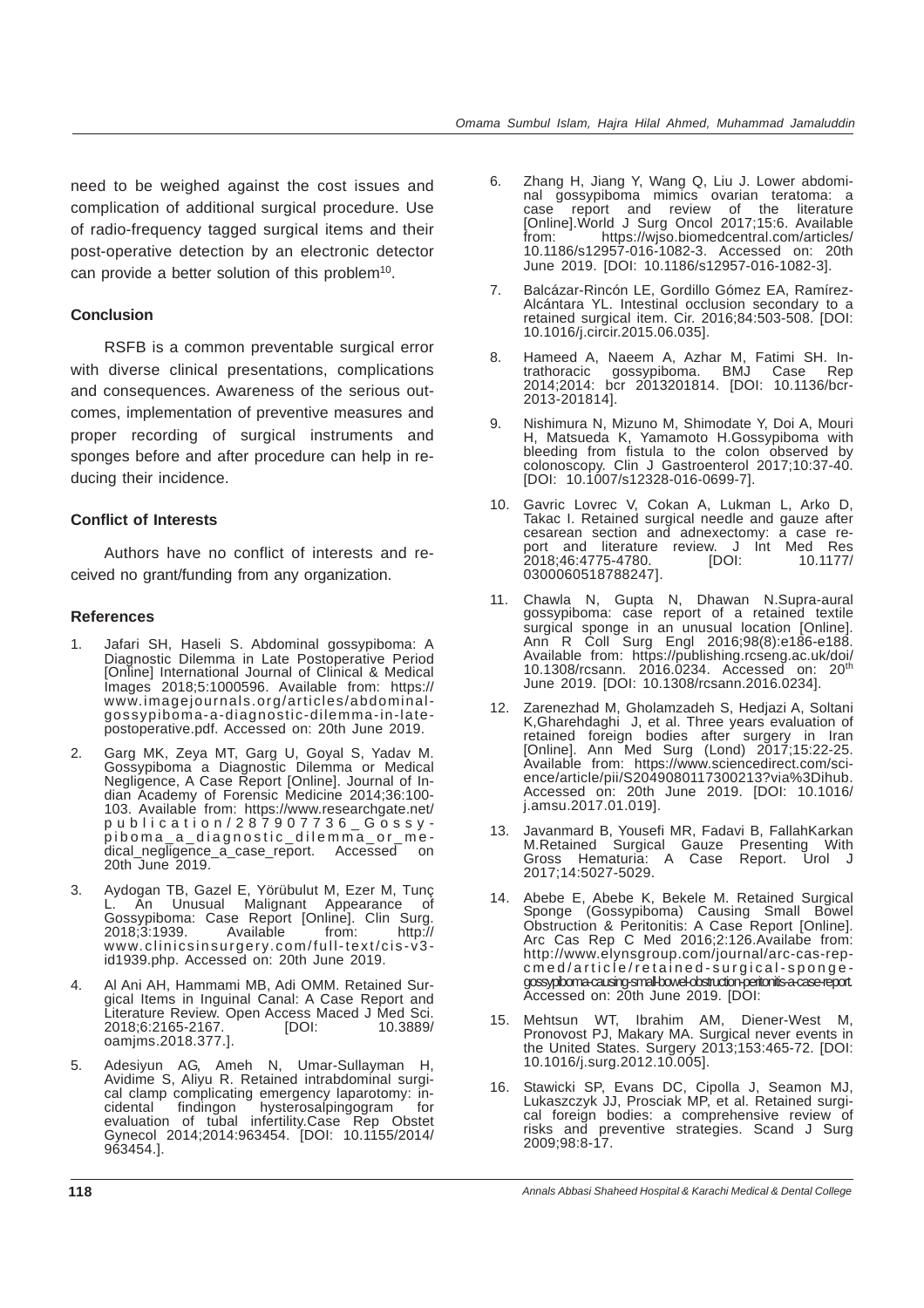need to be weighed against the cost issues and complication of additional surgical procedure. Use of radio-frequency tagged surgical items and their post-operative detection by an electronic detector can provide a better solution of this problem[10].

## Conclusion

RSFB is a common preventable surgical error with diverse clinical presentations, complications and consequences. Awareness of the serious outcomes, implementation of preventive measures and proper recording of surgical instruments and sponges before and after procedure can help in reducing their incidence.

## Conflict of Interests

Authors have no conflict of interests and received no grant/funding from any organization.

## References

1. Jafari SH, Haseli S. Abdominal gossypiboma: A Diagnostic Dilemma in Late Postoperative Period [Online] International Journal of Clinical & Medical Images 2018;5:1000596. Available from: https://www.imagejournals.org/articles/abdominal-gossypiboma-a-diagnostic-dilemma-in-late-postoperative.pdf. Accessed on: 20th June 2019.
2. Garg MK, Zeya MT, Garg U, Goyal S, Yadav M. Gossypiboma a Diagnostic Dilemma or Medical Negligence, A Case Report [Online]. Journal of Indian Academy of Forensic Medicine 2014;36:100-103. Available from: https://www.researchgate.net/publication/287907736_Gossypiboma_a_diagnostic_dilemma_or_medical_negligence_a_case_report. Accessed on 20th June 2019.
3. Aydogan TB, Gazel E, Yörübulut M, Ezer M, Tunç L. An Unusual Malignant Appearance of Gossypiboma: Case Report [Online]. Clin Surg. 2018;3:1939. Available from: http://www.clinicsinsurgery.com/full-text/cis-v3-id1939.php. Accessed on: 20th June 2019.
4. Al Ani AH, Hammami MB, Adi OMM. Retained Surgical Items in Inguinal Canal: A Case Report and Literature Review. Open Access Maced J Med Sci. 2018;6:2165-2167. [DOI: 10.3889/oamjms.2018.377.].
5. Adesiyun AG, Ameh N, Umar-Sullayman H, Avidime S, Aliyu R. Retained intrabdominal surgical clamp complicating emergency laparotomy: incidental findingon hysterosalpingogram for evaluation of tubal infertility.Case Rep Obstet Gynecol 2014;2014:963454. [DOI: 10.1155/2014/963454.].
6. Zhang H, Jiang Y, Wang Q, Liu J. Lower abdominal gossypiboma mimics ovarian teratoma: a case report and review of the literature [Online].World J Surg Oncol 2017;15:6. Available from: https://wjso.biomedcentral.com/articles/10.1186/s12957-016-1082-3. Accessed on: 20th June 2019. [DOI: 10.1186/s12957-016-1082-3].
7. Balcázar-Rincón LE, Gordillo Gómez EA, Ramírez-Alcántara YL. Intestinal occlusion secondary to a retained surgical item. Cir. 2016;84:503-508. [DOI: 10.1016/j.circir.2015.06.035].
8. Hameed A, Naeem A, Azhar M, Fatimi SH. Intrathoracic gossypiboma. BMJ Case Rep 2014;2014: bcr 2013201814. [DOI: 10.1136/bcr-2013-201814].
9. Nishimura N, Mizuno M, Shimodate Y, Doi A, Mouri H, Matsueda K, Yamamoto H.Gossypiboma with bleeding from fistula to the colon observed by colonoscopy. Clin J Gastroenterol 2017;10:37-40. [DOI: 10.1007/s12328-016-0699-7].
10. Gavric Lovrec V, Cokan A, Lukman L, Arko D, Takac I. Retained surgical needle and gauze after cesarean section and adnexectomy: a case report and literature review. J Int Med Res 2018;46:4775-4780. [DOI: 10.1177/0300060518788247].
11. Chawla N, Gupta N, Dhawan N.Supra-aural gossypiboma: case report of a retained textile surgical sponge in an unusual location [Online]. Ann R Coll Surg Engl 2016;98(8):e186-e188. Available from: https://publishing.rcseng.ac.uk/doi/10.1308/rcsann. 2016.0234. Accessed on: 20th June 2019. [DOI: 10.1308/rcsann.2016.0234].
12. Zarenezhad M, Gholamzadeh S, Hedjazi A, Soltani K,Gharehdaghi J, et al. Three years evaluation of retained foreign bodies after surgery in Iran [Online]. Ann Med Surg (Lond) 2017;15:22-25. Available from: https://www.sciencedirect.com/science/article/pii/S2049080117300213?via%3Dihub. Accessed on: 20th June 2019. [DOI: 10.1016/j.amsu.2017.01.019].
13. Javanmard B, Yousefi MR, Fadavi B, FallahKarkan M.Retained Surgical Gauze Presenting With Gross Hematuria: A Case Report. Urol J 2017;14:5027-5029.
14. Abebe E, Abebe K, Bekele M. Retained Surgical Sponge (Gossypiboma) Causing Small Bowel Obstruction & Peritonitis: A Case Report [Online]. Arc Cas Rep C Med 2016;2:126.Availabe from: http://www.elynsgroup.com/journal/arc-cas-rep-cmed/article/retained-surgical-sponge-gossypiboma-causing-small-bowel-obstruction-peritonitis-a-case-report. Accessed on: 20th June 2019. [DOI:
15. Mehtsun WT, Ibrahim AM, Diener-West M, Pronovost PJ, Makary MA. Surgical never events in the United States. Surgery 2013;153:465-72. [DOI: 10.1016/j.surg.2012.10.005].
16. Stawicki SP, Evans DC, Cipolla J, Seamon MJ, Lukaszczyk JJ, Prosciak MP, et al. Retained surgical foreign bodies: a comprehensive review of risks and preventive strategies. Scand J Surg 2009;98:8-17.